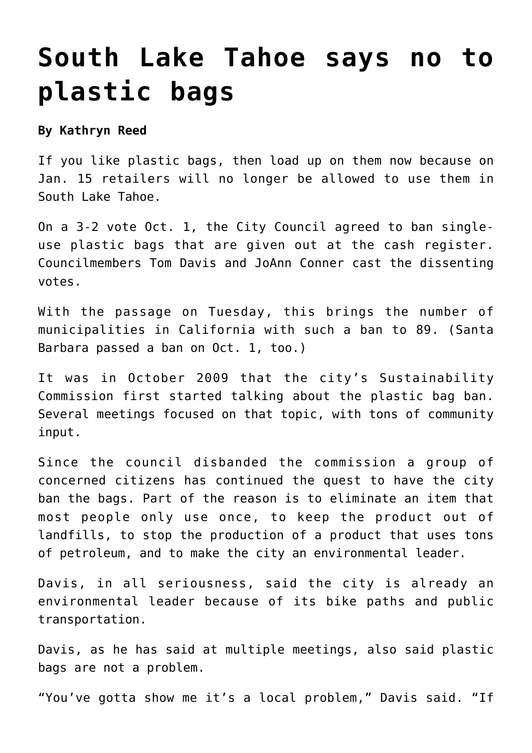# South Lake Tahoe says no to plastic bags

**By Kathryn Reed**

If you like plastic bags, then load up on them now because on Jan. 15 retailers will no longer be allowed to use them in South Lake Tahoe.

On a 3-2 vote Oct. 1, the City Council agreed to ban single-use plastic bags that are given out at the cash register. Councilmembers Tom Davis and JoAnn Conner cast the dissenting votes.

With the passage on Tuesday, this brings the number of municipalities in California with such a ban to 89. (Santa Barbara passed a ban on Oct. 1, too.)

It was in October 2009 that the city's Sustainability Commission first started talking about the plastic bag ban. Several meetings focused on that topic, with tons of community input.

Since the council disbanded the commission a group of concerned citizens has continued the quest to have the city ban the bags. Part of the reason is to eliminate an item that most people only use once, to keep the product out of landfills, to stop the production of a product that uses tons of petroleum, and to make the city an environmental leader.

Davis, in all seriousness, said the city is already an environmental leader because of its bike paths and public transportation.

Davis, as he has said at multiple meetings, also said plastic bags are not a problem.

"You've gotta show me it's a local problem," Davis said. "If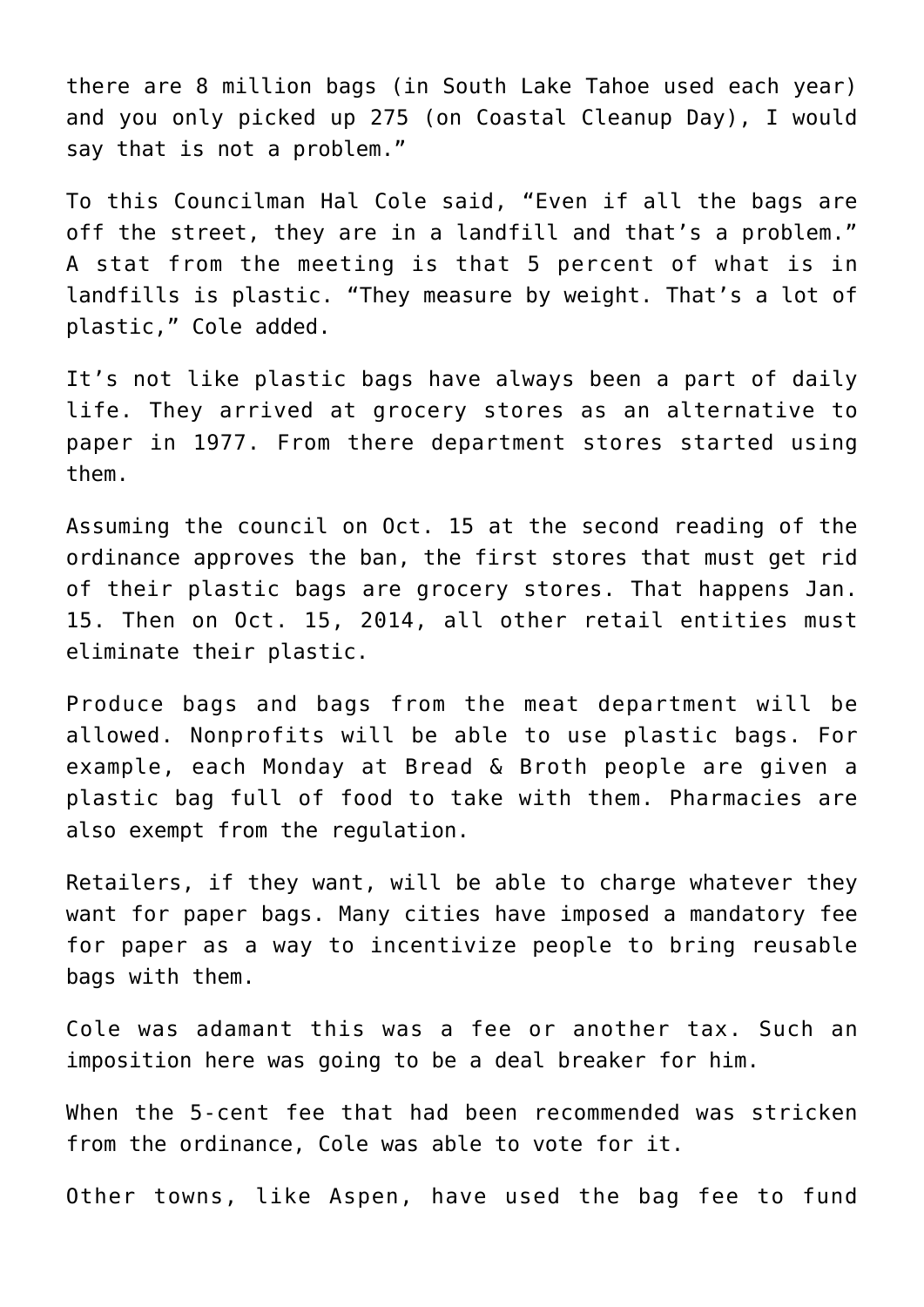there are 8 million bags (in South Lake Tahoe used each year) and you only picked up 275 (on Coastal Cleanup Day), I would say that is not a problem."

To this Councilman Hal Cole said, "Even if all the bags are off the street, they are in a landfill and that's a problem." A stat from the meeting is that 5 percent of what is in landfills is plastic. "They measure by weight. That's a lot of plastic," Cole added.

It's not like plastic bags have always been a part of daily life. They arrived at grocery stores as an alternative to paper in 1977. From there department stores started using them.

Assuming the council on Oct. 15 at the second reading of the ordinance approves the ban, the first stores that must get rid of their plastic bags are grocery stores. That happens Jan. 15. Then on Oct. 15, 2014, all other retail entities must eliminate their plastic.

Produce bags and bags from the meat department will be allowed. Nonprofits will be able to use plastic bags. For example, each Monday at Bread & Broth people are given a plastic bag full of food to take with them. Pharmacies are also exempt from the regulation.

Retailers, if they want, will be able to charge whatever they want for paper bags. Many cities have imposed a mandatory fee for paper as a way to incentivize people to bring reusable bags with them.

Cole was adamant this was a fee or another tax. Such an imposition here was going to be a deal breaker for him.

When the 5-cent fee that had been recommended was stricken from the ordinance, Cole was able to vote for it.

Other towns, like Aspen, have used the bag fee to fund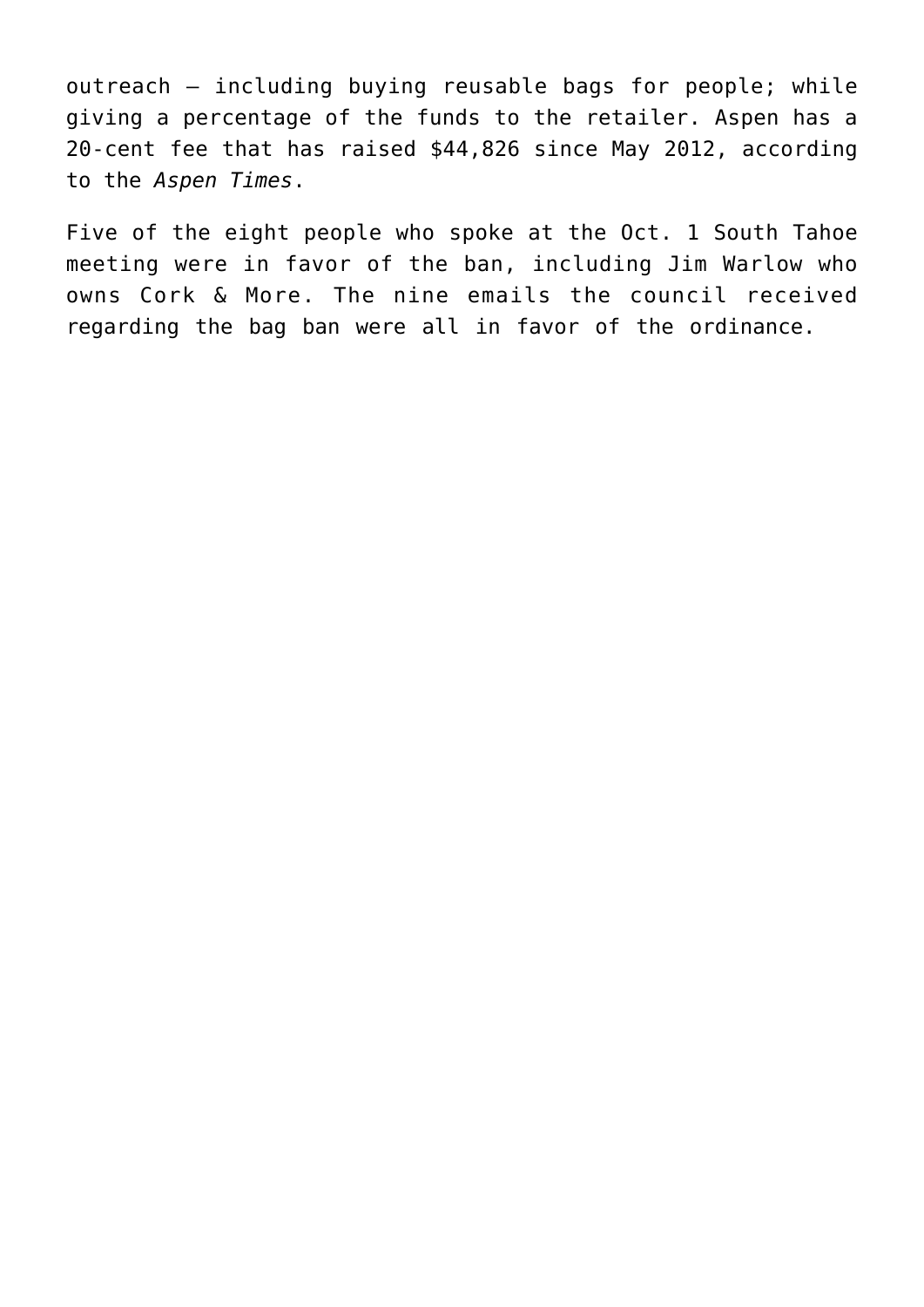outreach – including buying reusable bags for people; while giving a percentage of the funds to the retailer. Aspen has a 20-cent fee that has raised $44,826 since May 2012, according to the *Aspen Times*.

Five of the eight people who spoke at the Oct. 1 South Tahoe meeting were in favor of the ban, including Jim Warlow who owns Cork & More. The nine emails the council received regarding the bag ban were all in favor of the ordinance.